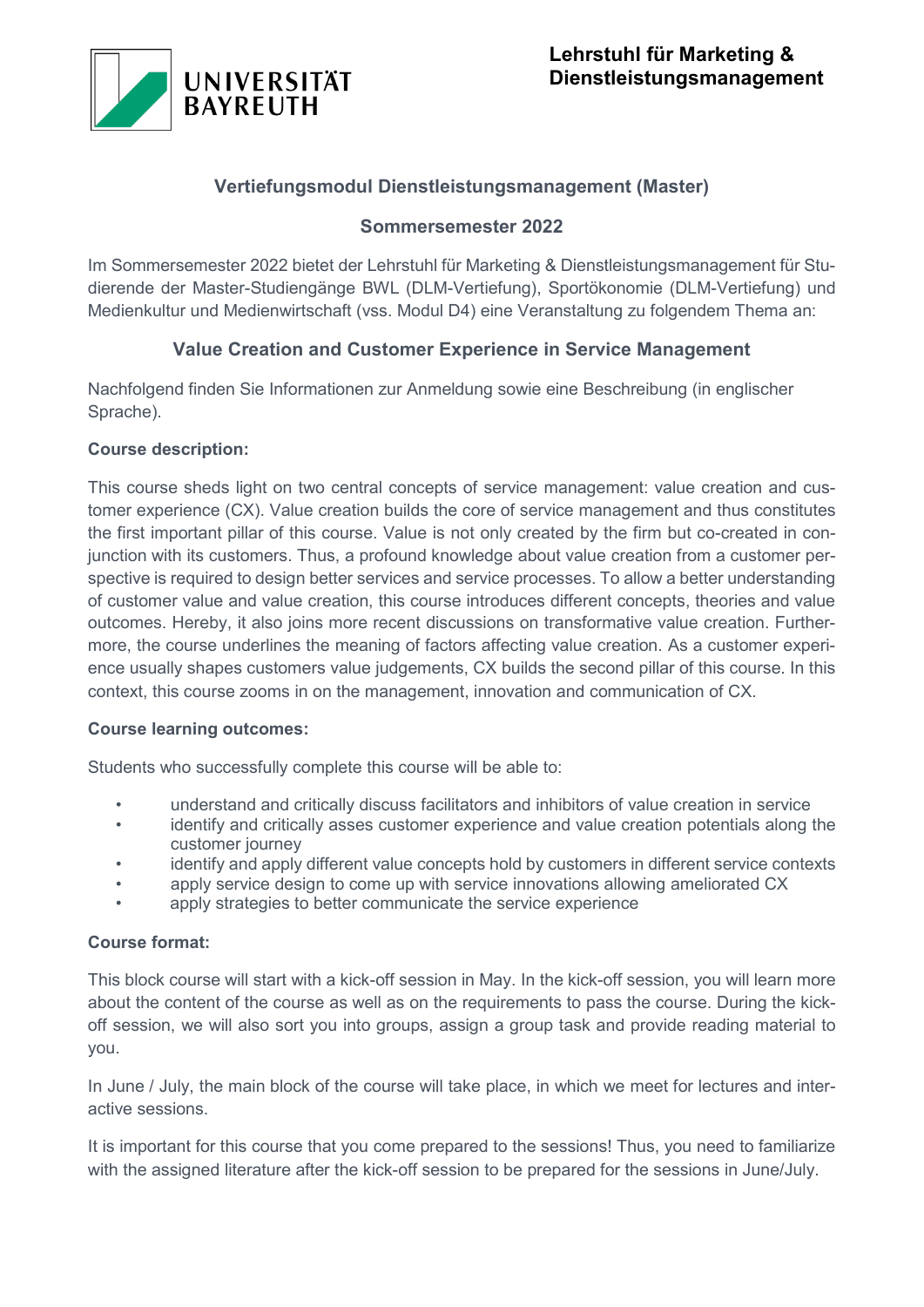**UNIVERSITÄT BAYREUTH**

**Lehrstuhl für Marketing & Dienstleistungsmanagement**

## Vertiefungsmodul Dienstleistungsmanagement (Master)

## Sommersemester 2022

Im Sommersemester 2022 bietet der Lehrstuhl für Marketing & Dienstleistungsmanagement für Studierende der Master-Studiengänge BWL (DLM-Vertiefung), Sportökonomie (DLM-Vertiefung) und Medienkultur und Medienwirtschaft (vss. Modul D4) eine Veranstaltung zu folgendem Thema an:

## Value Creation and Customer Experience in Service Management

Nachfolgend finden Sie Informationen zur Anmeldung sowie eine Beschreibung (in englischer Sprache).

**Course description:**

This course sheds light on two central concepts of service management: value creation and customer experience (CX). Value creation builds the core of service management and thus constitutes the first important pillar of this course. Value is not only created by the firm but co-created in conjunction with its customers. Thus, a profound knowledge about value creation from a customer perspective is required to design better services and service processes. To allow a better understanding of customer value and value creation, this course introduces different concepts, theories and value outcomes. Hereby, it also joins more recent discussions on transformative value creation. Furthermore, the course underlines the meaning of factors affecting value creation. As a customer experience usually shapes customers value judgements, CX builds the second pillar of this course. In this context, this course zooms in on the management, innovation and communication of CX.

**Course learning outcomes:**

Students who successfully complete this course will be able to:

- understand and critically discuss facilitators and inhibitors of value creation in service
- identify and critically asses customer experience and value creation potentials along the customer journey
- identify and apply different value concepts hold by customers in different service contexts
- apply service design to come up with service innovations allowing ameliorated CX
- apply strategies to better communicate the service experience

**Course format:**

This block course will start with a kick-off session in May. In the kick-off session, you will learn more about the content of the course as well as on the requirements to pass the course. During the kick-off session, we will also sort you into groups, assign a group task and provide reading material to you.

In June / July, the main block of the course will take place, in which we meet for lectures and interactive sessions.

It is important for this course that you come prepared to the sessions! Thus, you need to familiarize with the assigned literature after the kick-off session to be prepared for the sessions in June/July.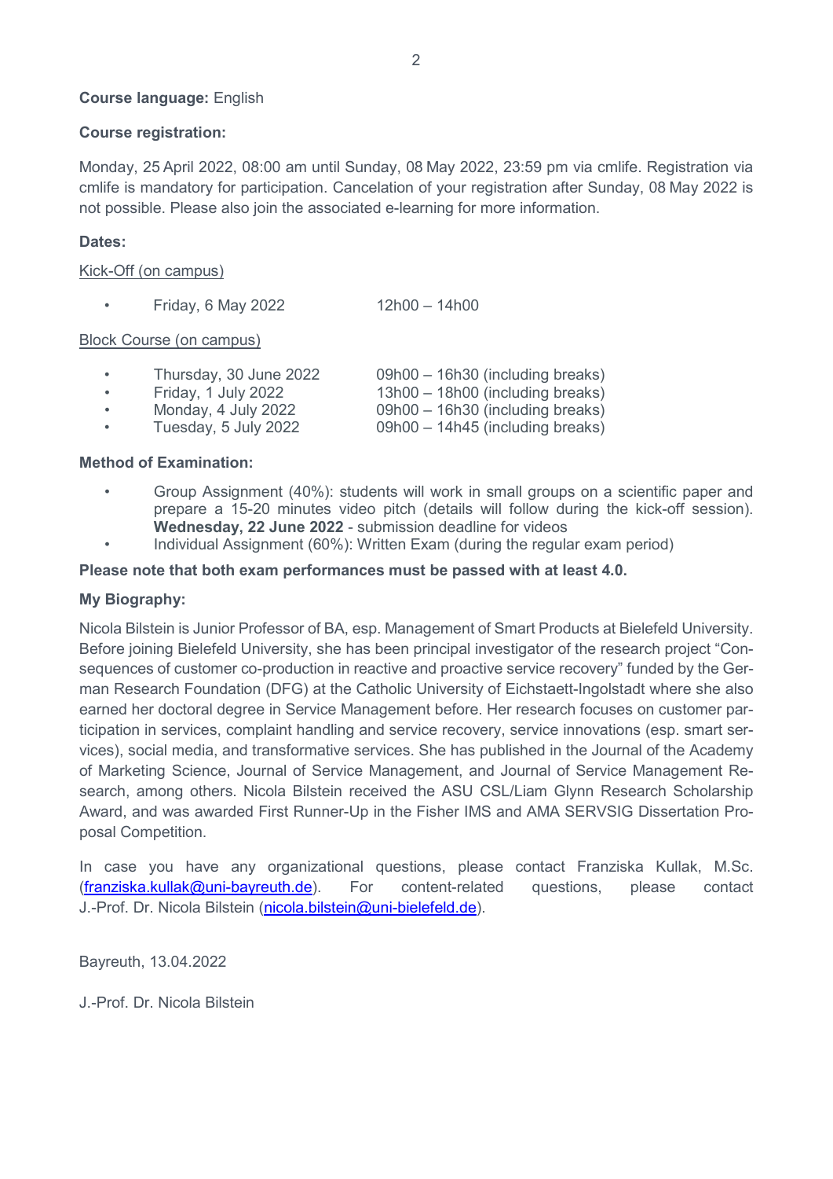**Course language:** English

**Course registration:**

Monday, 25 April 2022, 08:00 am until Sunday, 08 May 2022, 23:59 pm via cmlife. Registration via cmlife is mandatory for participation. Cancelation of your registration after Sunday, 08 May 2022 is not possible. Please also join the associated e-learning for more information.

**Dates:**

Kick-Off (on campus)

- Friday, 6 May 2022 12h00 – 14h00

Block Course (on campus)

- Thursday, 30 June 2022 09h00 – 16h30 (including breaks)
- Friday, 1 July 2022 13h00 – 18h00 (including breaks)
- Monday, 4 July 2022 09h00 – 16h30 (including breaks)
- Tuesday, 5 July 2022 09h00 – 14h45 (including breaks)

**Method of Examination:**

- Group Assignment (40%): students will work in small groups on a scientific paper and prepare a 15-20 minutes video pitch (details will follow during the kick-off session). **Wednesday, 22 June 2022** - submission deadline for videos
- Individual Assignment (60%): Written Exam (during the regular exam period)

**Please note that both exam performances must be passed with at least 4.0.**

**My Biography:**

Nicola Bilstein is Junior Professor of BA, esp. Management of Smart Products at Bielefeld University. Before joining Bielefeld University, she has been principal investigator of the research project "Consequences of customer co-production in reactive and proactive service recovery" funded by the German Research Foundation (DFG) at the Catholic University of Eichstaett-Ingolstadt where she also earned her doctoral degree in Service Management before. Her research focuses on customer participation in services, complaint handling and service recovery, service innovations (esp. smart services), social media, and transformative services. She has published in the Journal of the Academy of Marketing Science, Journal of Service Management, and Journal of Service Management Research, among others. Nicola Bilstein received the ASU CSL/Liam Glynn Research Scholarship Award, and was awarded First Runner-Up in the Fisher IMS and AMA SERVSIG Dissertation Proposal Competition.

In case you have any organizational questions, please contact Franziska Kullak, M.Sc. (franziska.kullak@uni-bayreuth.de). For content-related questions, please contact J.-Prof. Dr. Nicola Bilstein (nicola.bilstein@uni-bielefeld.de).

Bayreuth, 13.04.2022

J.-Prof. Dr. Nicola Bilstein